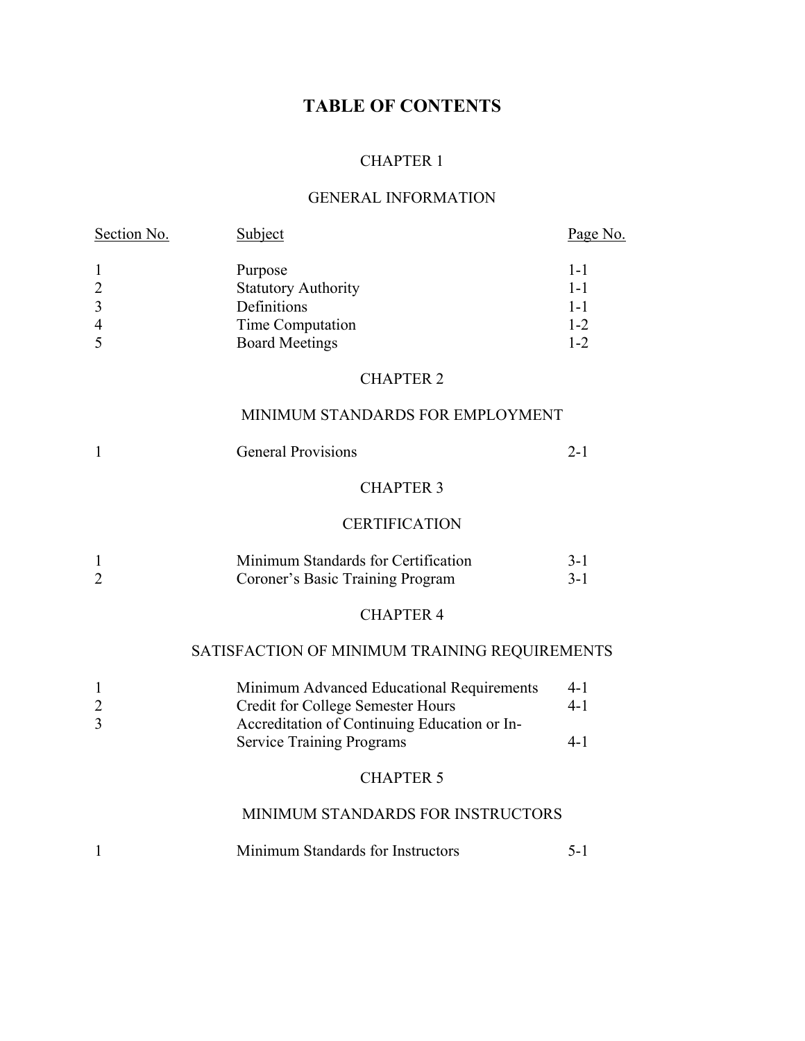# TABLE OF CONTENTS

## CHAPTER 1

## GENERAL INFORMATION

| Section No. | Subject | Page No. |
|---|---|---|
| 1 | Purpose | 1-1 |
| 2 | Statutory Authority | 1-1 |
| 3 | Definitions | 1-1 |
| 4 | Time Computation | 1-2 |
| 5 | Board Meetings | 1-2 |

## CHAPTER 2

## MINIMUM STANDARDS FOR EMPLOYMENT

| Section No. | Subject | Page No. |
|---|---|---|
| 1 | General Provisions | 2-1 |

## CHAPTER 3

## CERTIFICATION

| Section No. | Subject | Page No. |
|---|---|---|
| 1 | Minimum Standards for Certification | 3-1 |
| 2 | Coroner's Basic Training Program | 3-1 |

## CHAPTER 4

## SATISFACTION OF MINIMUM TRAINING REQUIREMENTS

| Section No. | Subject | Page No. |
|---|---|---|
| 1 | Minimum Advanced Educational Requirements | 4-1 |
| 2 | Credit for College Semester Hours | 4-1 |
| 3 | Accreditation of Continuing Education or In-Service Training Programs | 4-1 |

## CHAPTER 5

## MINIMUM STANDARDS FOR INSTRUCTORS

| Section No. | Subject | Page No. |
|---|---|---|
| 1 | Minimum Standards for Instructors | 5-1 |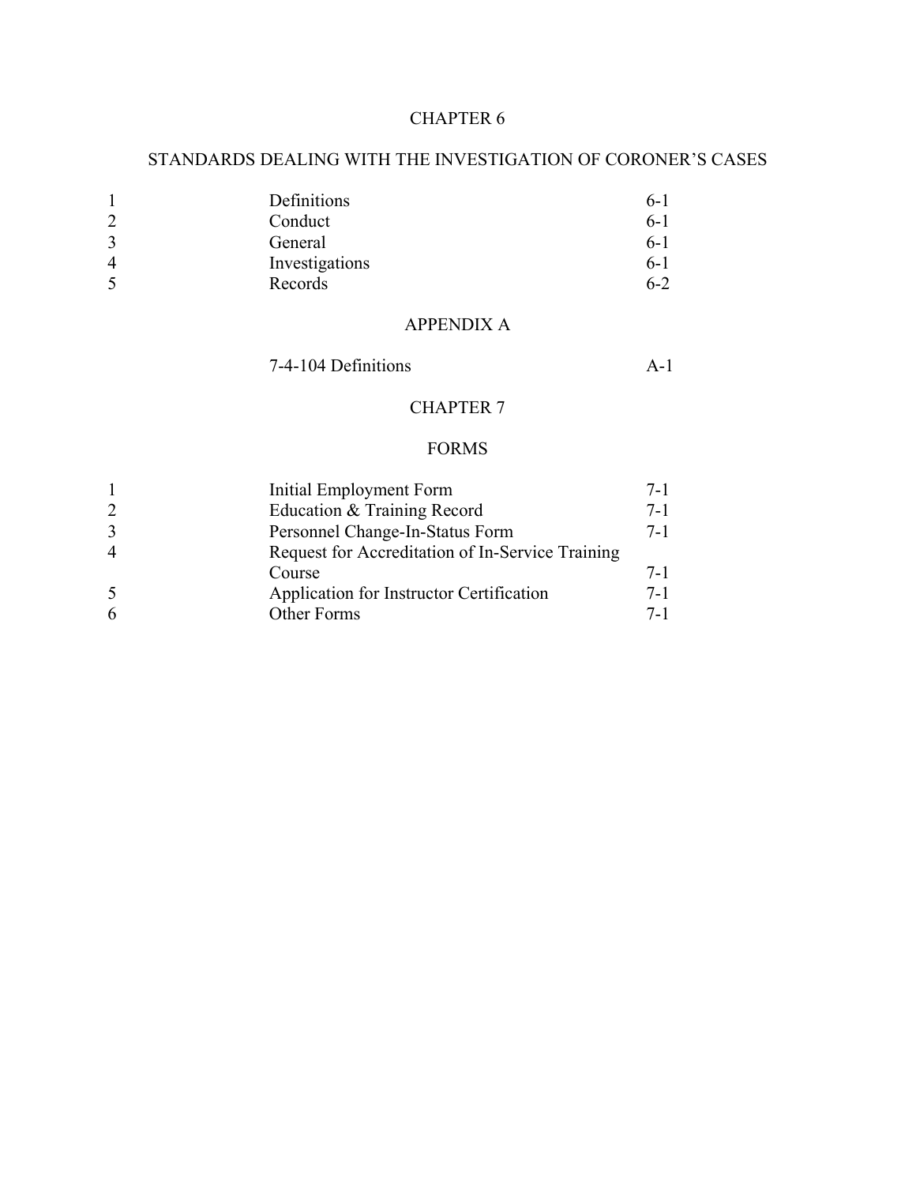## CHAPTER 6

## STANDARDS DEALING WITH THE INVESTIGATION OF CORONER'S CASES

| | | |
|---|---|---|
| 1 | Definitions | 6-1 |
| 2 | Conduct | 6-1 |
| 3 | General | 6-1 |
| 4 | Investigations | 6-1 |
| 5 | Records | 6-2 |

## APPENDIX A

| | |
|---|---|
| 7-4-104 Definitions | A-1 |

## CHAPTER 7

## FORMS

| | | |
|---|---|---|
| 1 | Initial Employment Form | 7-1 |
| 2 | Education & Training Record | 7-1 |
| 3 | Personnel Change-In-Status Form | 7-1 |
| 4 | Request for Accreditation of In-Service Training Course | 7-1 |
| 5 | Application for Instructor Certification | 7-1 |
| 6 | Other Forms | 7-1 |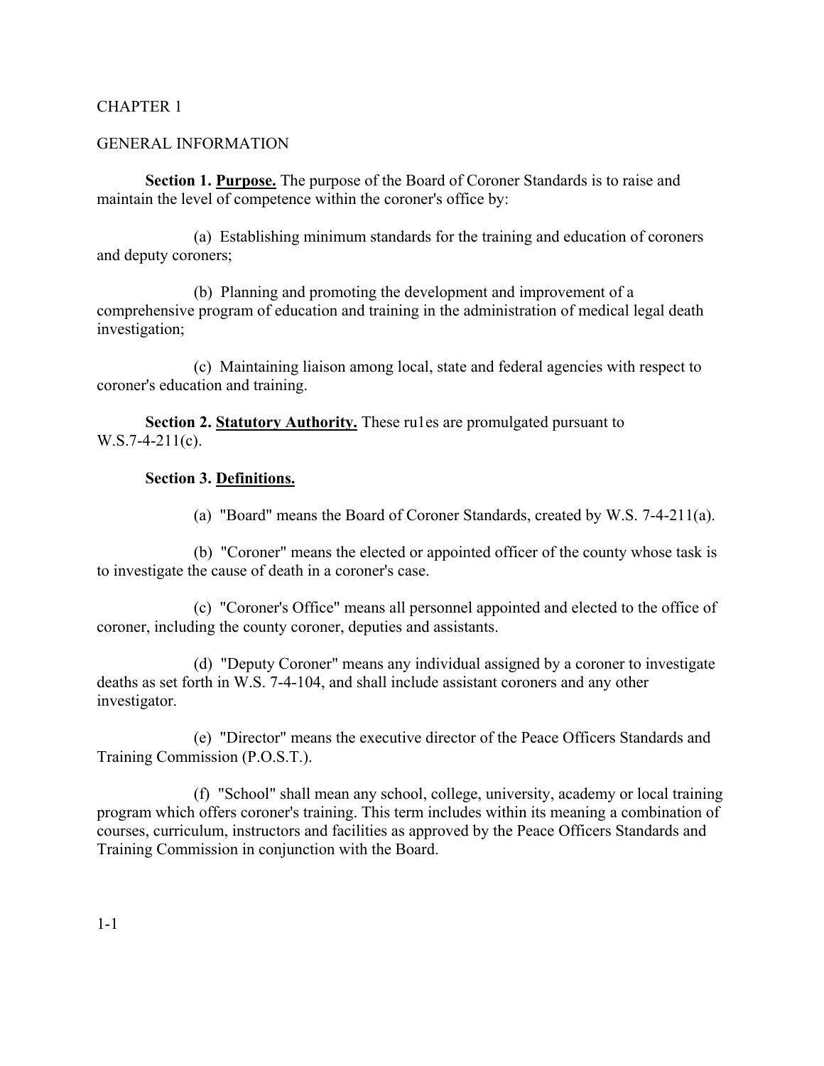CHAPTER 1

GENERAL INFORMATION

**Section 1. <u>Purpose.</u>** The purpose of the Board of Coroner Standards is to raise and maintain the level of competence within the coroner's office by:

(a) Establishing minimum standards for the training and education of coroners and deputy coroners;

(b) Planning and promoting the development and improvement of a comprehensive program of education and training in the administration of medical legal death investigation;

(c) Maintaining liaison among local, state and federal agencies with respect to coroner's education and training.

**Section 2. <u>Statutory Authority.</u>** These ru1es are promulgated pursuant to W.S.7-4-211(c).

**Section 3. <u>Definitions.</u>**

(a) "Board" means the Board of Coroner Standards, created by W.S. 7-4-211(a).

(b) "Coroner" means the elected or appointed officer of the county whose task is to investigate the cause of death in a coroner's case.

(c) "Coroner's Office" means all personnel appointed and elected to the office of coroner, including the county coroner, deputies and assistants.

(d) "Deputy Coroner" means any individual assigned by a coroner to investigate deaths as set forth in W.S. 7-4-104, and shall include assistant coroners and any other investigator.

(e) "Director" means the executive director of the Peace Officers Standards and Training Commission (P.O.S.T.).

(f) "School" shall mean any school, college, university, academy or local training program which offers coroner's training. This term includes within its meaning a combination of courses, curriculum, instructors and facilities as approved by the Peace Officers Standards and Training Commission in conjunction with the Board.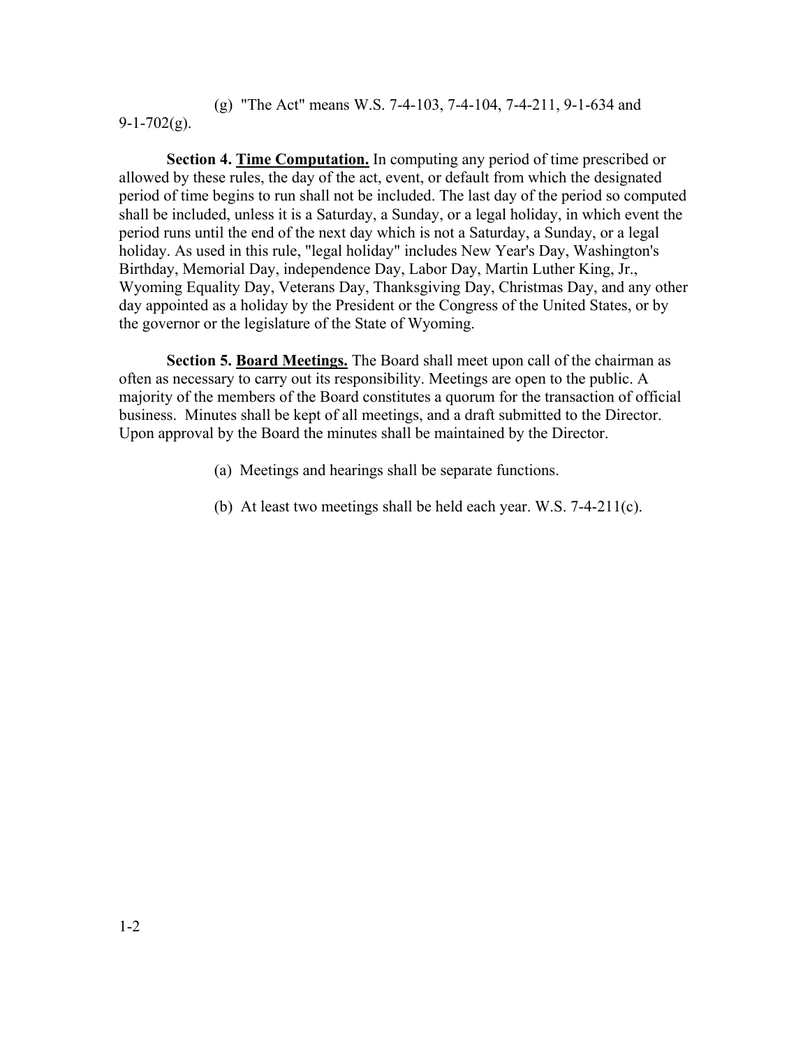(g) "The Act" means W.S. 7-4-103, 7-4-104, 7-4-211, 9-1-634 and 9-1-702(g).

**Section 4. <u>Time Computation.</u>** In computing any period of time prescribed or allowed by these rules, the day of the act, event, or default from which the designated period of time begins to run shall not be included. The last day of the period so computed shall be included, unless it is a Saturday, a Sunday, or a legal holiday, in which event the period runs until the end of the next day which is not a Saturday, a Sunday, or a legal holiday. As used in this rule, "legal holiday" includes New Year's Day, Washington's Birthday, Memorial Day, independence Day, Labor Day, Martin Luther King, Jr., Wyoming Equality Day, Veterans Day, Thanksgiving Day, Christmas Day, and any other day appointed as a holiday by the President or the Congress of the United States, or by the governor or the legislature of the State of Wyoming.

**Section 5. <u>Board Meetings.</u>** The Board shall meet upon call of the chairman as often as necessary to carry out its responsibility. Meetings are open to the public. A majority of the members of the Board constitutes a quorum for the transaction of official business. Minutes shall be kept of all meetings, and a draft submitted to the Director. Upon approval by the Board the minutes shall be maintained by the Director.

(a) Meetings and hearings shall be separate functions.

(b) At least two meetings shall be held each year. W.S. 7-4-211(c).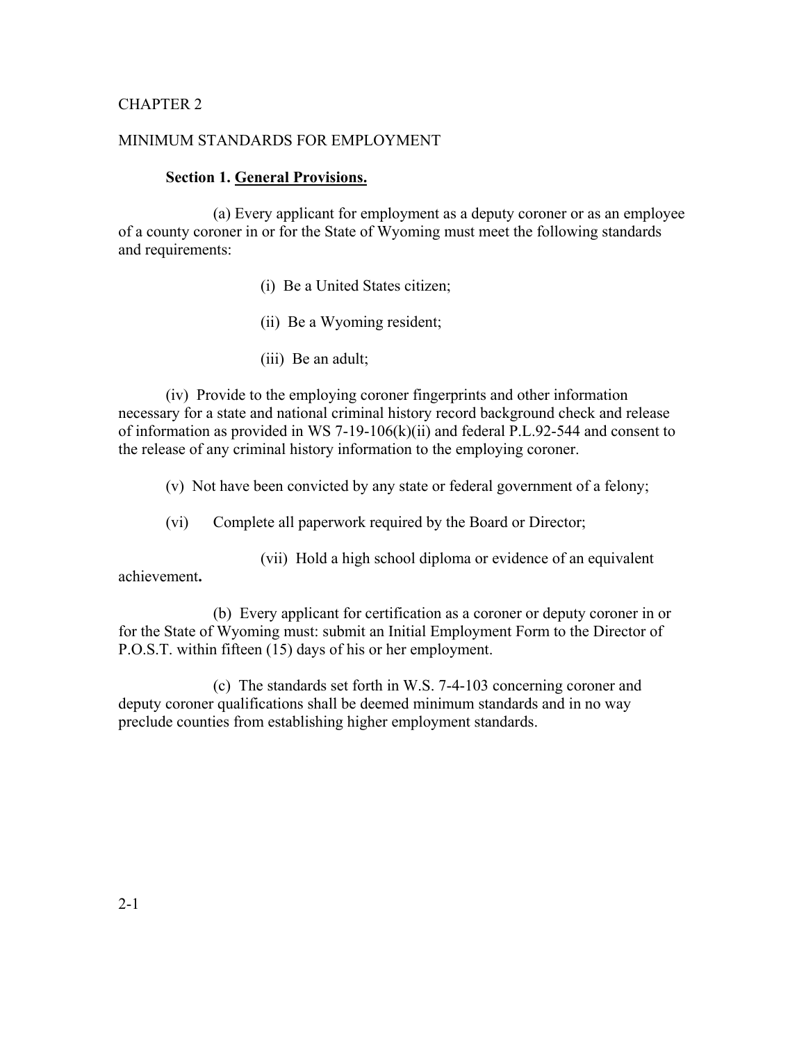CHAPTER 2

MINIMUM STANDARDS FOR EMPLOYMENT

**Section 1. General Provisions.**

(a) Every applicant for employment as a deputy coroner or as an employee of a county coroner in or for the State of Wyoming must meet the following standards and requirements:

(i) Be a United States citizen;

(ii) Be a Wyoming resident;

(iii) Be an adult;

(iv) Provide to the employing coroner fingerprints and other information necessary for a state and national criminal history record background check and release of information as provided in WS 7-19-106(k)(ii) and federal P.L.92-544 and consent to the release of any criminal history information to the employing coroner.

(v) Not have been convicted by any state or federal government of a felony;

(vi) Complete all paperwork required by the Board or Director;

(vii) Hold a high school diploma or evidence of an equivalent achievement**.**

(b) Every applicant for certification as a coroner or deputy coroner in or for the State of Wyoming must: submit an Initial Employment Form to the Director of P.O.S.T. within fifteen (15) days of his or her employment.

(c) The standards set forth in W.S. 7-4-103 concerning coroner and deputy coroner qualifications shall be deemed minimum standards and in no way preclude counties from establishing higher employment standards.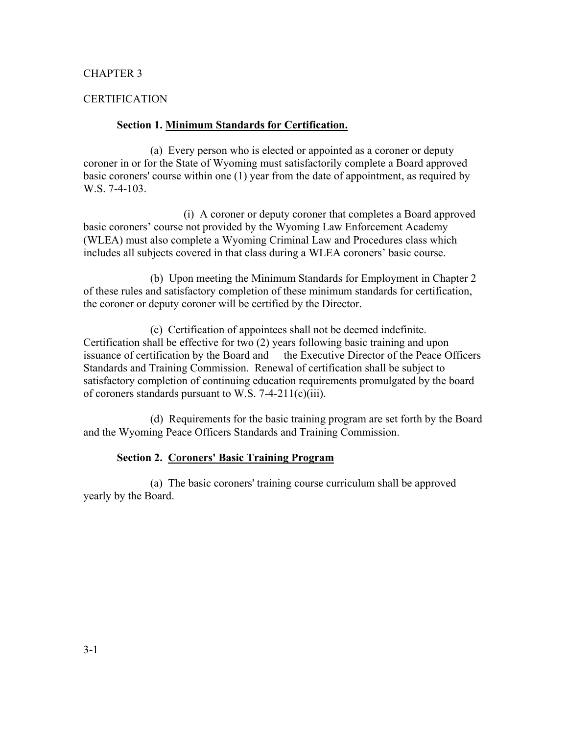CHAPTER 3

CERTIFICATION

**Section 1. Minimum Standards for Certification.**

(a) Every person who is elected or appointed as a coroner or deputy coroner in or for the State of Wyoming must satisfactorily complete a Board approved basic coroners' course within one (1) year from the date of appointment, as required by W.S. 7-4-103.

(i) A coroner or deputy coroner that completes a Board approved basic coroners' course not provided by the Wyoming Law Enforcement Academy (WLEA) must also complete a Wyoming Criminal Law and Procedures class which includes all subjects covered in that class during a WLEA coroners' basic course.

(b) Upon meeting the Minimum Standards for Employment in Chapter 2 of these rules and satisfactory completion of these minimum standards for certification, the coroner or deputy coroner will be certified by the Director.

(c) Certification of appointees shall not be deemed indefinite. Certification shall be effective for two (2) years following basic training and upon issuance of certification by the Board and the Executive Director of the Peace Officers Standards and Training Commission. Renewal of certification shall be subject to satisfactory completion of continuing education requirements promulgated by the board of coroners standards pursuant to W.S. 7-4-211(c)(iii).

(d) Requirements for the basic training program are set forth by the Board and the Wyoming Peace Officers Standards and Training Commission.

**Section 2. Coroners' Basic Training Program**

(a) The basic coroners' training course curriculum shall be approved yearly by the Board.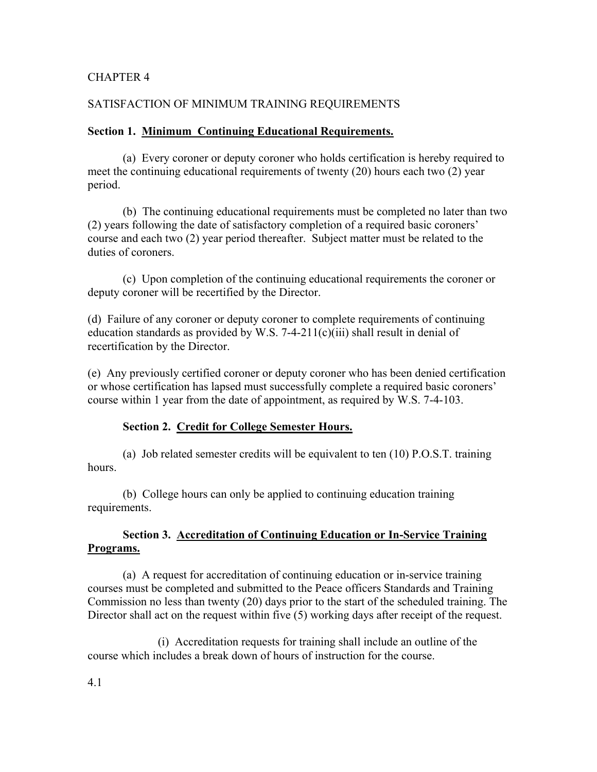CHAPTER 4

SATISFACTION OF MINIMUM TRAINING REQUIREMENTS

**Section 1. Minimum Continuing Educational Requirements.**

(a) Every coroner or deputy coroner who holds certification is hereby required to meet the continuing educational requirements of twenty (20) hours each two (2) year period.

(b) The continuing educational requirements must be completed no later than two (2) years following the date of satisfactory completion of a required basic coroners' course and each two (2) year period thereafter. Subject matter must be related to the duties of coroners.

(c) Upon completion of the continuing educational requirements the coroner or deputy coroner will be recertified by the Director.

(d) Failure of any coroner or deputy coroner to complete requirements of continuing education standards as provided by W.S. 7-4-211(c)(iii) shall result in denial of recertification by the Director.

(e) Any previously certified coroner or deputy coroner who has been denied certification or whose certification has lapsed must successfully complete a required basic coroners' course within 1 year from the date of appointment, as required by W.S. 7-4-103.

**Section 2. Credit for College Semester Hours.**

(a) Job related semester credits will be equivalent to ten (10) P.O.S.T. training hours.

(b) College hours can only be applied to continuing education training requirements.

**Section 3. Accreditation of Continuing Education or In-Service Training Programs.**

(a) A request for accreditation of continuing education or in-service training courses must be completed and submitted to the Peace officers Standards and Training Commission no less than twenty (20) days prior to the start of the scheduled training. The Director shall act on the request within five (5) working days after receipt of the request.

(i) Accreditation requests for training shall include an outline of the course which includes a break down of hours of instruction for the course.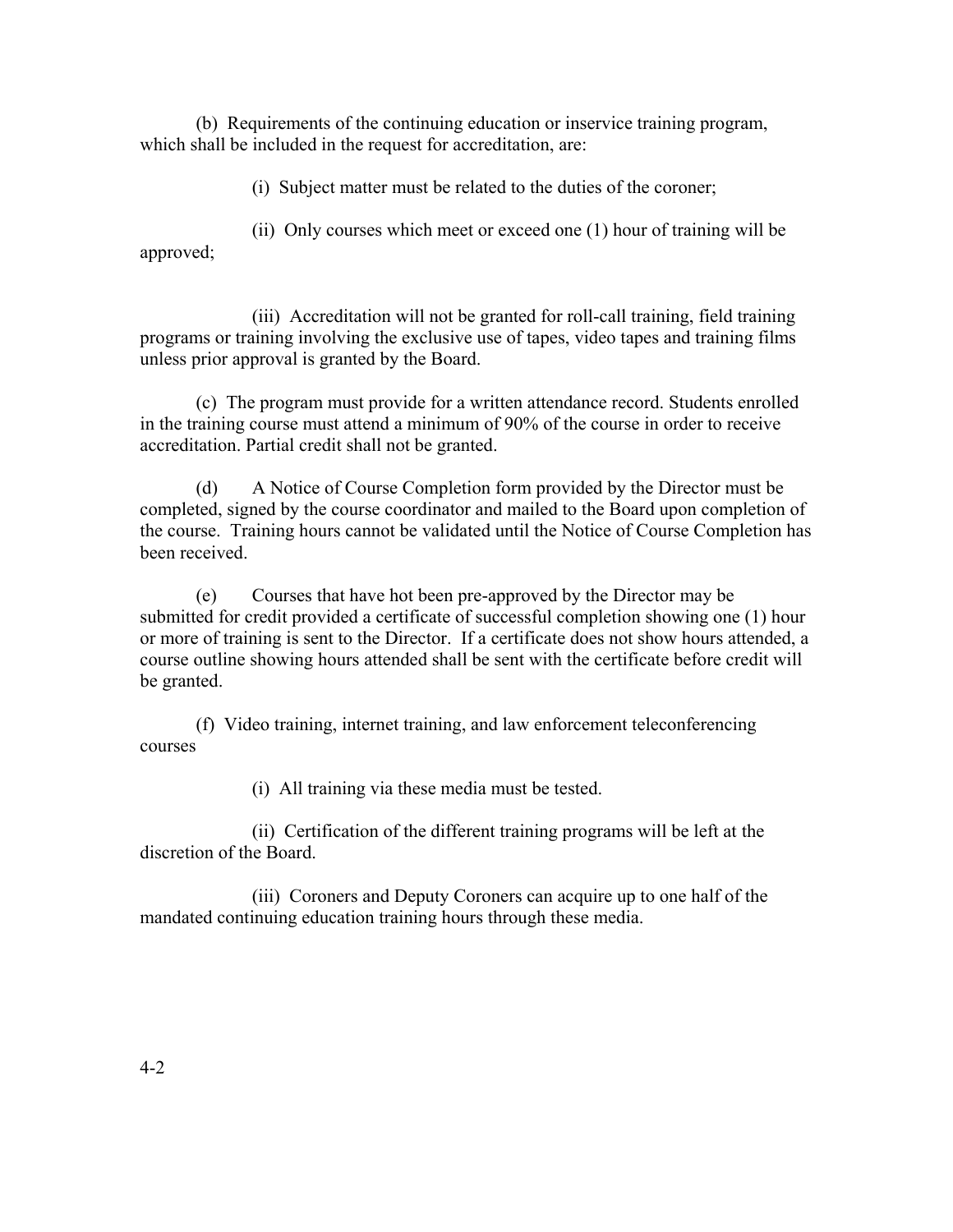(b) Requirements of the continuing education or inservice training program, which shall be included in the request for accreditation, are:

(i) Subject matter must be related to the duties of the coroner;

(ii) Only courses which meet or exceed one (1) hour of training will be approved;

(iii) Accreditation will not be granted for roll-call training, field training programs or training involving the exclusive use of tapes, video tapes and training films unless prior approval is granted by the Board.

(c) The program must provide for a written attendance record. Students enrolled in the training course must attend a minimum of 90% of the course in order to receive accreditation. Partial credit shall not be granted.

(d) A Notice of Course Completion form provided by the Director must be completed, signed by the course coordinator and mailed to the Board upon completion of the course. Training hours cannot be validated until the Notice of Course Completion has been received.

(e) Courses that have hot been pre-approved by the Director may be submitted for credit provided a certificate of successful completion showing one (1) hour or more of training is sent to the Director. If a certificate does not show hours attended, a course outline showing hours attended shall be sent with the certificate before credit will be granted.

(f) Video training, internet training, and law enforcement teleconferencing courses

(i) All training via these media must be tested.

(ii) Certification of the different training programs will be left at the discretion of the Board.

(iii) Coroners and Deputy Coroners can acquire up to one half of the mandated continuing education training hours through these media.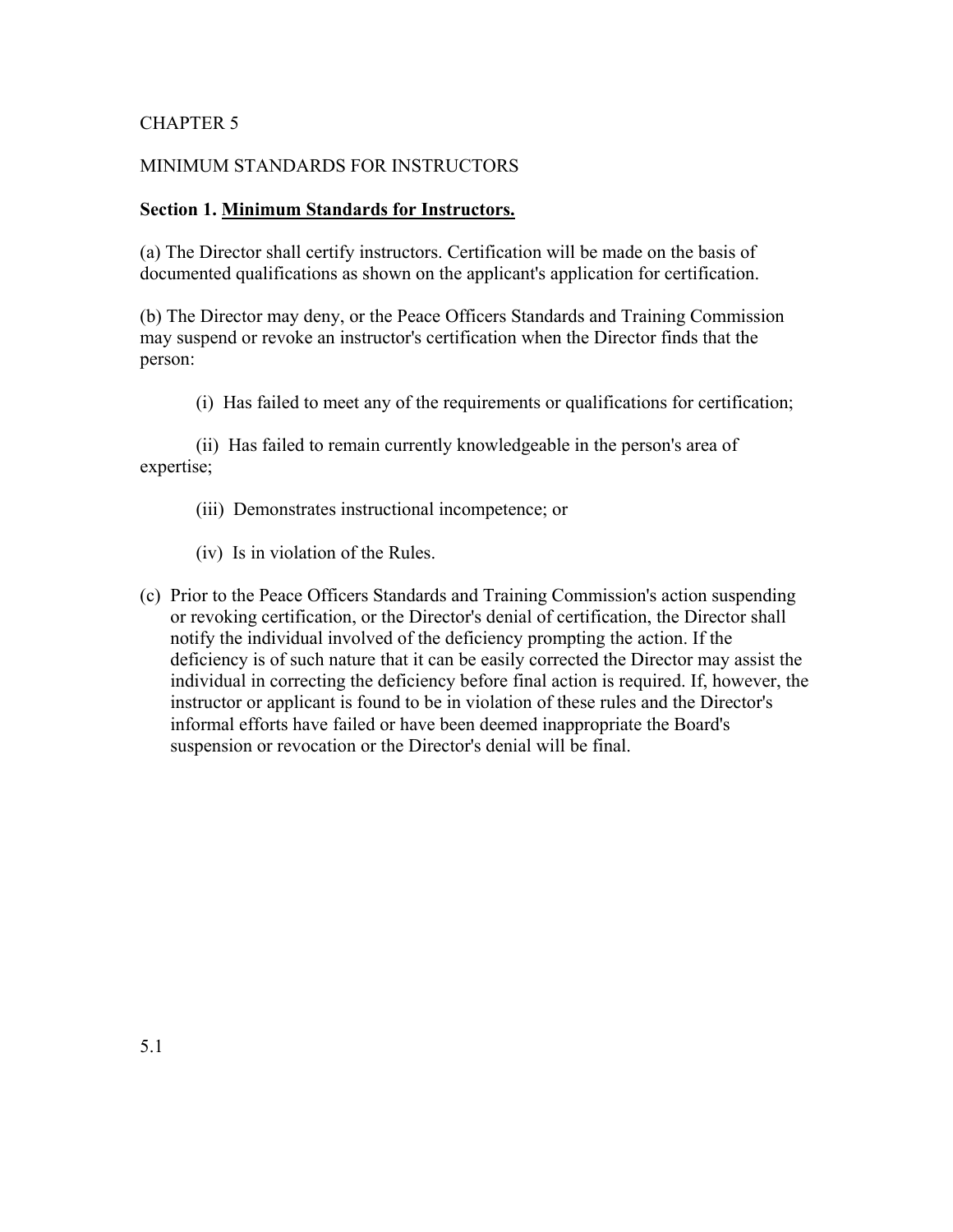CHAPTER 5

MINIMUM STANDARDS FOR INSTRUCTORS

**Section 1. Minimum Standards for Instructors.**

(a) The Director shall certify instructors. Certification will be made on the basis of documented qualifications as shown on the applicant's application for certification.

(b) The Director may deny, or the Peace Officers Standards and Training Commission may suspend or revoke an instructor's certification when the Director finds that the person:

(i) Has failed to meet any of the requirements or qualifications for certification;

(ii) Has failed to remain currently knowledgeable in the person's area of expertise;

(iii) Demonstrates instructional incompetence; or

(iv) Is in violation of the Rules.

(c) Prior to the Peace Officers Standards and Training Commission's action suspending or revoking certification, or the Director's denial of certification, the Director shall notify the individual involved of the deficiency prompting the action. If the deficiency is of such nature that it can be easily corrected the Director may assist the individual in correcting the deficiency before final action is required. If, however, the instructor or applicant is found to be in violation of these rules and the Director's informal efforts have failed or have been deemed inappropriate the Board's suspension or revocation or the Director's denial will be final.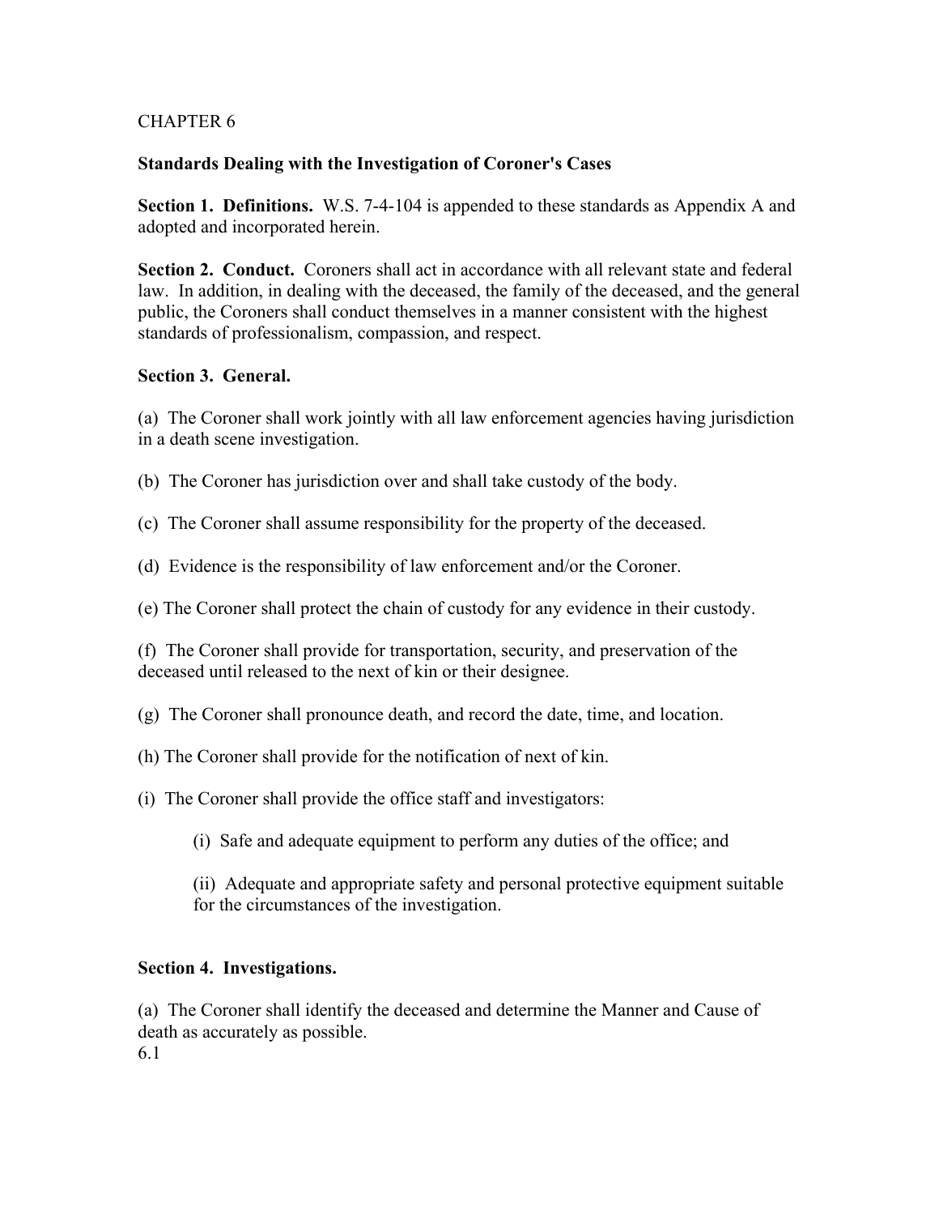CHAPTER 6

**Standards Dealing with the Investigation of Coroner's Cases**

**Section 1. Definitions.** W.S. 7-4-104 is appended to these standards as Appendix A and adopted and incorporated herein.

**Section 2. Conduct.** Coroners shall act in accordance with all relevant state and federal law. In addition, in dealing with the deceased, the family of the deceased, and the general public, the Coroners shall conduct themselves in a manner consistent with the highest standards of professionalism, compassion, and respect.

**Section 3. General.**

(a) The Coroner shall work jointly with all law enforcement agencies having jurisdiction in a death scene investigation.

(b) The Coroner has jurisdiction over and shall take custody of the body.

(c) The Coroner shall assume responsibility for the property of the deceased.

(d) Evidence is the responsibility of law enforcement and/or the Coroner.

(e) The Coroner shall protect the chain of custody for any evidence in their custody.

(f) The Coroner shall provide for transportation, security, and preservation of the deceased until released to the next of kin or their designee.

(g) The Coroner shall pronounce death, and record the date, time, and location.

(h) The Coroner shall provide for the notification of next of kin.

(i) The Coroner shall provide the office staff and investigators:

(i) Safe and adequate equipment to perform any duties of the office; and

(ii) Adequate and appropriate safety and personal protective equipment suitable for the circumstances of the investigation.

**Section 4. Investigations.**

(a) The Coroner shall identify the deceased and determine the Manner and Cause of death as accurately as possible.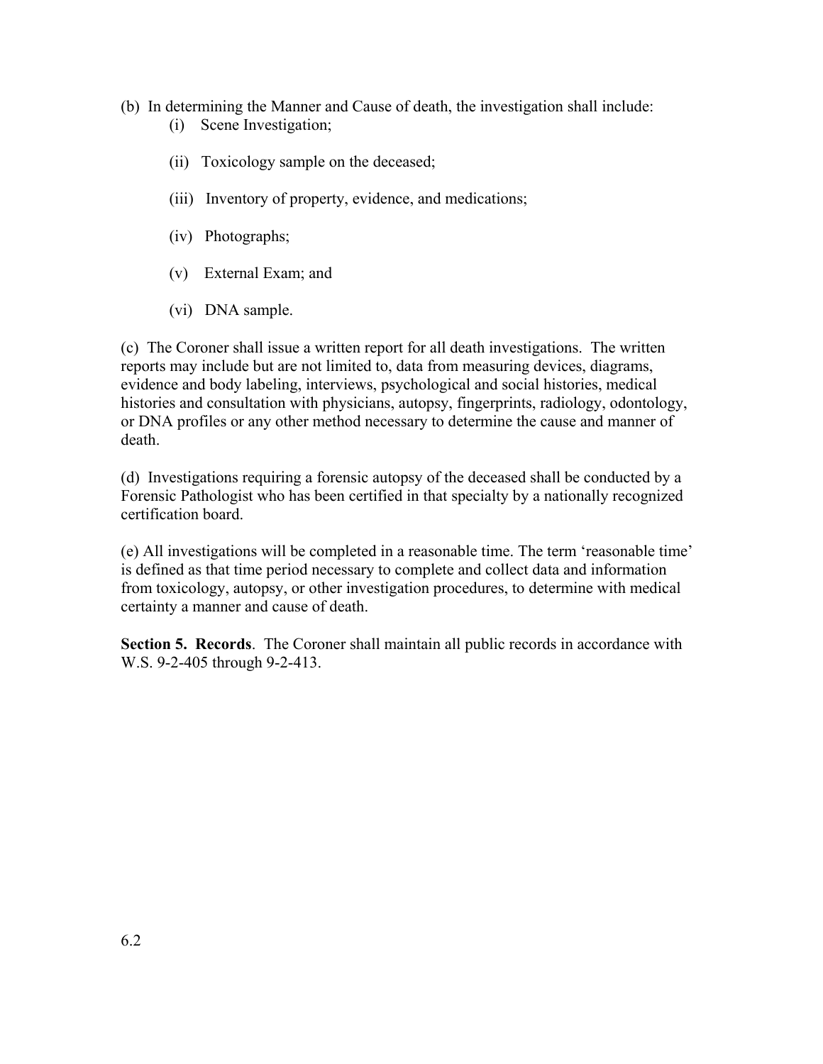(b) In determining the Manner and Cause of death, the investigation shall include:

- (i) Scene Investigation;
- (ii) Toxicology sample on the deceased;
- (iii) Inventory of property, evidence, and medications;
- (iv) Photographs;
- (v) External Exam; and
- (vi) DNA sample.

(c) The Coroner shall issue a written report for all death investigations. The written reports may include but are not limited to, data from measuring devices, diagrams, evidence and body labeling, interviews, psychological and social histories, medical histories and consultation with physicians, autopsy, fingerprints, radiology, odontology, or DNA profiles or any other method necessary to determine the cause and manner of death.

(d) Investigations requiring a forensic autopsy of the deceased shall be conducted by a Forensic Pathologist who has been certified in that specialty by a nationally recognized certification board.

(e) All investigations will be completed in a reasonable time. The term 'reasonable time' is defined as that time period necessary to complete and collect data and information from toxicology, autopsy, or other investigation procedures, to determine with medical certainty a manner and cause of death.

**Section 5. Records**. The Coroner shall maintain all public records in accordance with W.S. 9-2-405 through 9-2-413.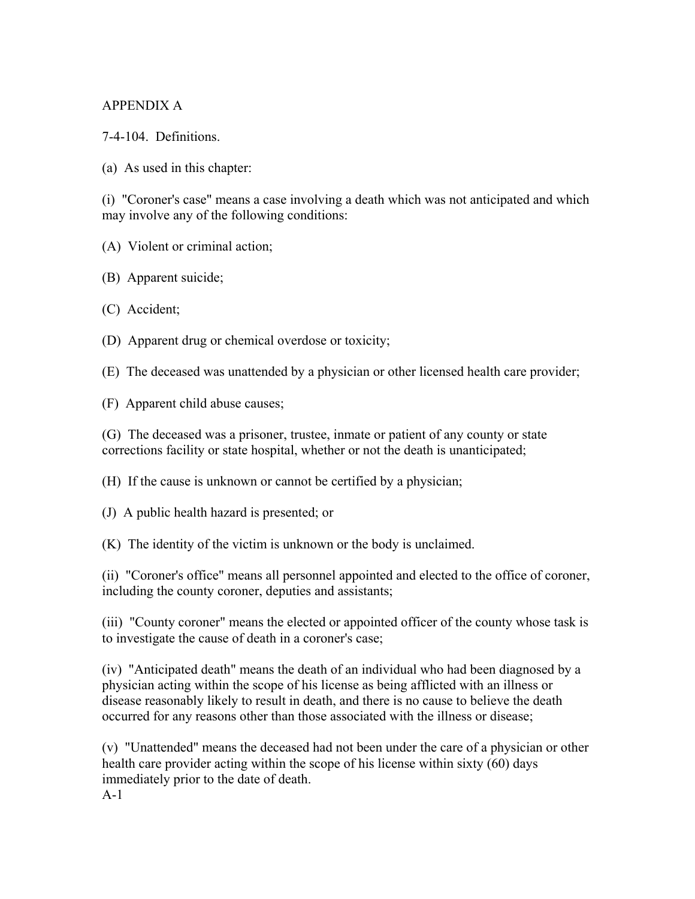APPENDIX A

7-4-104. Definitions.

(a) As used in this chapter:

(i) "Coroner's case" means a case involving a death which was not anticipated and which may involve any of the following conditions:

(A) Violent or criminal action;

(B) Apparent suicide;

(C) Accident;

(D) Apparent drug or chemical overdose or toxicity;

(E) The deceased was unattended by a physician or other licensed health care provider;

(F) Apparent child abuse causes;

(G) The deceased was a prisoner, trustee, inmate or patient of any county or state corrections facility or state hospital, whether or not the death is unanticipated;

(H) If the cause is unknown or cannot be certified by a physician;

(J) A public health hazard is presented; or

(K) The identity of the victim is unknown or the body is unclaimed.

(ii) "Coroner's office" means all personnel appointed and elected to the office of coroner, including the county coroner, deputies and assistants;

(iii) "County coroner" means the elected or appointed officer of the county whose task is to investigate the cause of death in a coroner's case;

(iv) "Anticipated death" means the death of an individual who had been diagnosed by a physician acting within the scope of his license as being afflicted with an illness or disease reasonably likely to result in death, and there is no cause to believe the death occurred for any reasons other than those associated with the illness or disease;

(v) "Unattended" means the deceased had not been under the care of a physician or other health care provider acting within the scope of his license within sixty (60) days immediately prior to the date of death.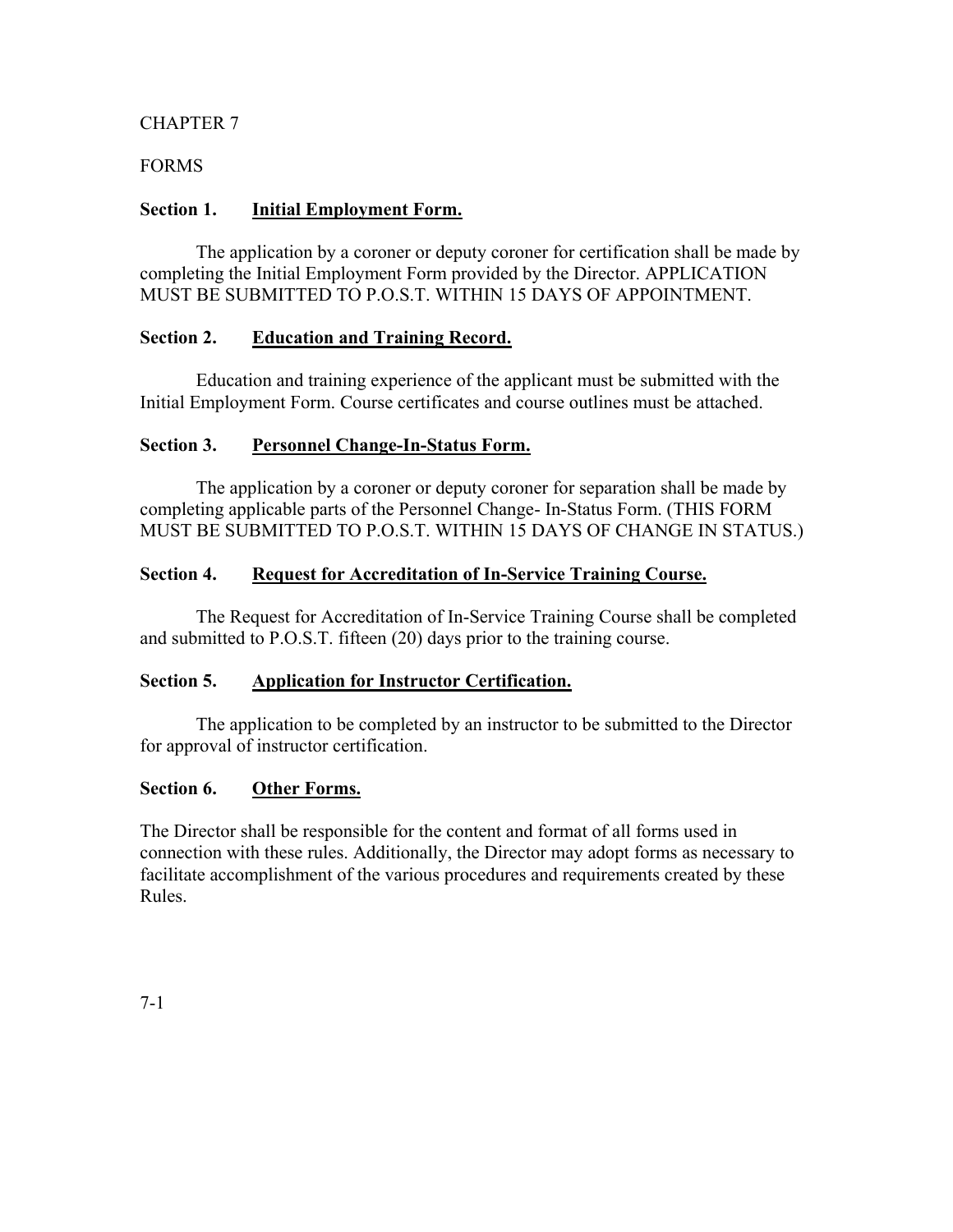CHAPTER 7

FORMS

**Section 1. <u>Initial Employment Form.</u>**

The application by a coroner or deputy coroner for certification shall be made by completing the Initial Employment Form provided by the Director. APPLICATION MUST BE SUBMITTED TO P.O.S.T. WITHIN 15 DAYS OF APPOINTMENT.

**Section 2. <u>Education and Training Record.</u>**

Education and training experience of the applicant must be submitted with the Initial Employment Form. Course certificates and course outlines must be attached.

**Section 3. <u>Personnel Change-In-Status Form.</u>**

The application by a coroner or deputy coroner for separation shall be made by completing applicable parts of the Personnel Change- In-Status Form. (THIS FORM MUST BE SUBMITTED TO P.O.S.T. WITHIN 15 DAYS OF CHANGE IN STATUS.)

**Section 4. <u>Request for Accreditation of In-Service Training Course.</u>**

The Request for Accreditation of In-Service Training Course shall be completed and submitted to P.O.S.T. fifteen (20) days prior to the training course.

**Section 5. <u>Application for Instructor Certification.</u>**

The application to be completed by an instructor to be submitted to the Director for approval of instructor certification.

**Section 6. <u>Other Forms.</u>**

The Director shall be responsible for the content and format of all forms used in connection with these rules. Additionally, the Director may adopt forms as necessary to facilitate accomplishment of the various procedures and requirements created by these Rules.